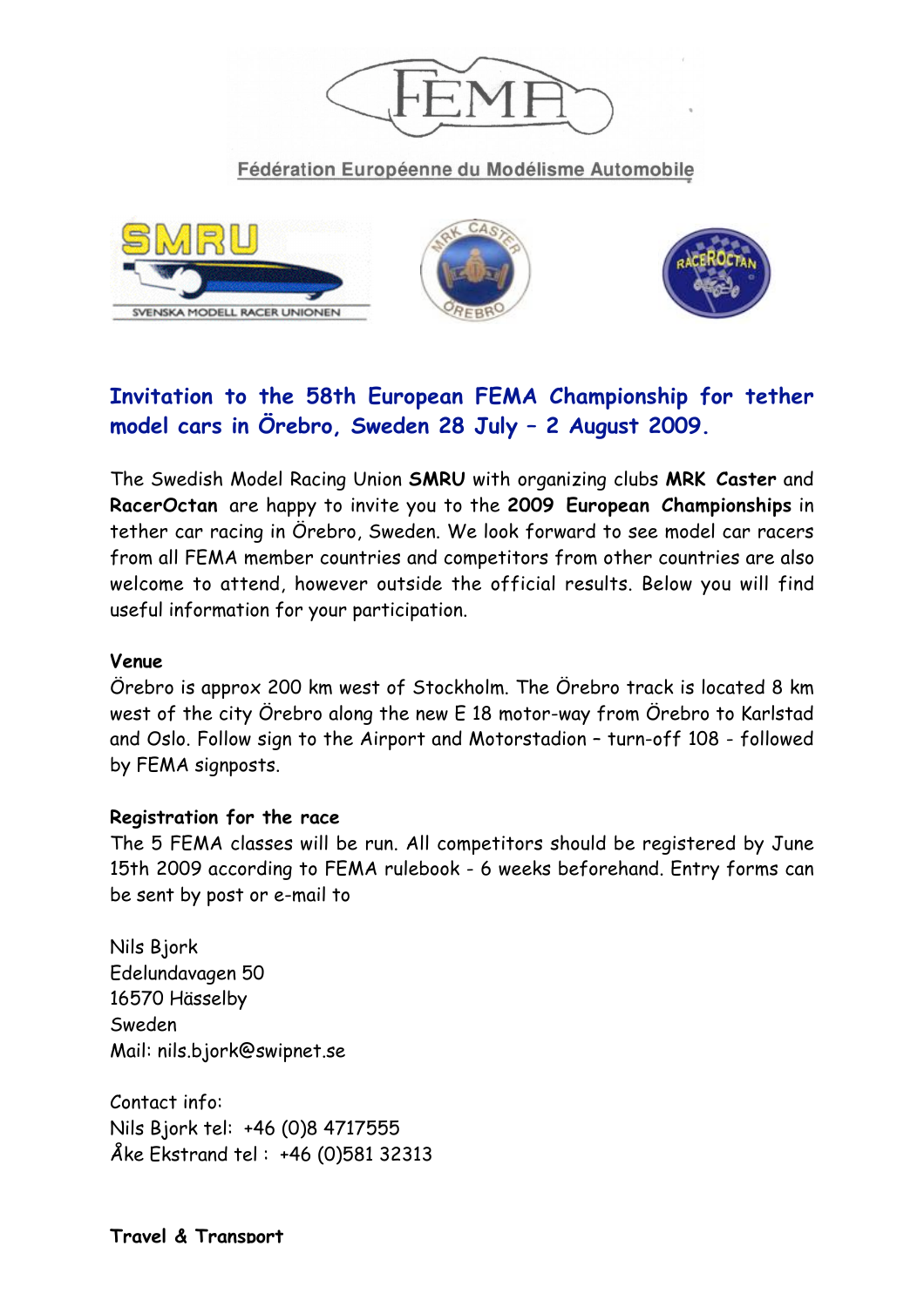Fédération Européenne du Modélisme Automobile

# Invitation to the 58th European FEMA Championship for tether model cars in Örebro, Sweden 28 July – 2 August 2009.

The Swedish Model Racing Union **SMRU** with organizing clubs **MRK Caster** and **RacerOctan** are happy to invite you to the **2009 European Championships** in tether car racing in Örebro, Sweden. We look forward to see model car racers from all FEMA member countries and competitors from other countries are also welcome to attend, however outside the official results. Below you will find useful information for your participation.

**Venue**

Örebro is approx 200 km west of Stockholm. The Örebro track is located 8 km west of the city Örebro along the new E 18 motor-way from Örebro to Karlstad and Oslo. Follow sign to the Airport and Motorstadion – turn-off 108 - followed by FEMA signposts.

**Registration for the race**

The 5 FEMA classes will be run. All competitors should be registered by June 15th 2009 according to FEMA rulebook - 6 weeks beforehand. Entry forms can be sent by post or e-mail to

Nils Bjork
Edelundavagen 50
16570 Hässelby
Sweden
Mail: nils.bjork@swipnet.se

Contact info:
Nils Bjork tel: +46 (0)8 4717555
Åke Ekstrand tel : +46 (0)581 32313

**Travel & Transport**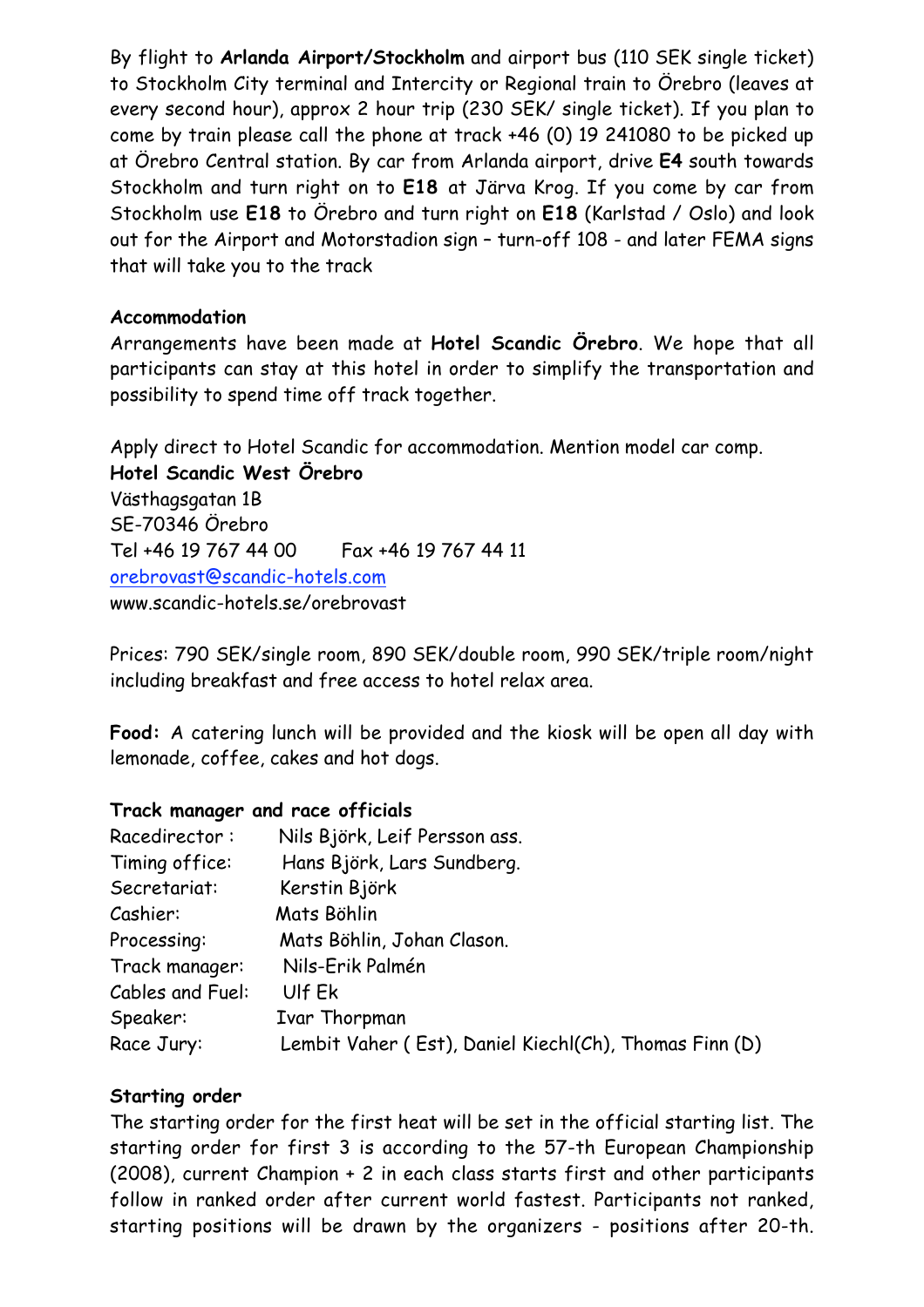By flight to **Arlanda Airport/Stockholm** and airport bus (110 SEK single ticket) to Stockholm City terminal and Intercity or Regional train to Örebro (leaves at every second hour), approx 2 hour trip (230 SEK/ single ticket). If you plan to come by train please call the phone at track +46 (0) 19 241080 to be picked up at Örebro Central station. By car from Arlanda airport, drive **E4** south towards Stockholm and turn right on to **E18** at Järva Krog. If you come by car from Stockholm use **E18** to Örebro and turn right on **E18** (Karlstad / Oslo) and look out for the Airport and Motorstadion sign – turn-off 108 - and later FEMA signs that will take you to the track

**Accommodation**

Arrangements have been made at **Hotel Scandic Örebro**. We hope that all participants can stay at this hotel in order to simplify the transportation and possibility to spend time off track together.

Apply direct to Hotel Scandic for accommodation. Mention model car comp.

**Hotel Scandic West Örebro**
Västhagsgatan 1B
SE-70346 Örebro
Tel +46 19 767 44 00 Fax +46 19 767 44 11
orebrovast@scandic-hotels.com
www.scandic-hotels.se/orebrovast

Prices: 790 SEK/single room, 890 SEK/double room, 990 SEK/triple room/night including breakfast and free access to hotel relax area.

**Food:** A catering lunch will be provided and the kiosk will be open all day with lemonade, coffee, cakes and hot dogs.

**Track manager and race officials**

| | |
|---|---|
| Racedirector : | Nils Björk, Leif Persson ass. |
| Timing office: | Hans Björk, Lars Sundberg. |
| Secretariat: | Kerstin Björk |
| Cashier: | Mats Böhlin |
| Processing: | Mats Böhlin, Johan Clason. |
| Track manager: | Nils-Erik Palmén |
| Cables and Fuel: | Ulf Ek |
| Speaker: | Ivar Thorpman |
| Race Jury: | Lembit Vaher ( Est), Daniel Kiechl(Ch), Thomas Finn (D) |

**Starting order**

The starting order for the first heat will be set in the official starting list. The starting order for first 3 is according to the 57-th European Championship (2008), current Champion + 2 in each class starts first and other participants follow in ranked order after current world fastest. Participants not ranked, starting positions will be drawn by the organizers - positions after 20-th.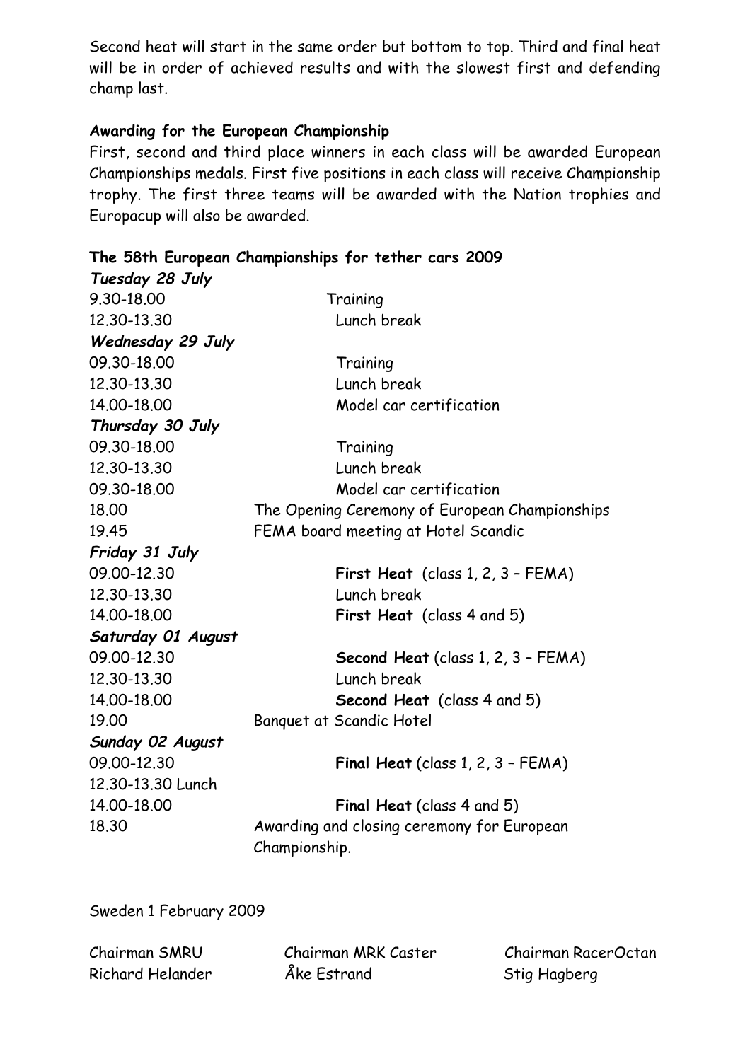Second heat will start in the same order but bottom to top. Third and final heat will be in order of achieved results and with the slowest first and defending champ last.

**Awarding for the European Championship**

First, second and third place winners in each class will be awarded European Championships medals. First five positions in each class will receive Championship trophy. The first three teams will be awarded with the Nation trophies and Europacup will also be awarded.

**The 58th European Championships for tether cars 2009**

| | |
|---|---|
| ***Tuesday 28 July*** | |
| 9.30-18.00 | Training |
| 12.30-13.30 | Lunch break |
| ***Wednesday 29 July*** | |
| 09.30-18.00 | Training |
| 12.30-13.30 | Lunch break |
| 14.00-18.00 | Model car certification |
| ***Thursday 30 July*** | |
| 09.30-18.00 | Training |
| 12.30-13.30 | Lunch break |
| 09.30-18.00 | Model car certification |
| 18.00 | The Opening Ceremony of European Championships |
| 19.45 | FEMA board meeting at Hotel Scandic |
| ***Friday 31 July*** | |
| 09.00-12.30 | **First Heat** (class 1, 2, 3 – FEMA) |
| 12.30-13.30 | Lunch break |
| 14.00-18.00 | **First Heat** (class 4 and 5) |
| ***Saturday 01 August*** | |
| 09.00-12.30 | **Second Heat** (class 1, 2, 3 – FEMA) |
| 12.30-13.30 | Lunch break |
| 14.00-18.00 | **Second Heat** (class 4 and 5) |
| 19.00 | Banquet at Scandic Hotel |
| ***Sunday 02 August*** | |
| 09.00-12.30 | **Final Heat** (class 1, 2, 3 – FEMA) |
| 12.30-13.30 Lunch | |
| 14.00-18.00 | **Final Heat** (class 4 and 5) |
| 18.30 | Awarding and closing ceremony for European Championship. |

Sweden 1 February 2009

| | | |
|---|---|---|
| Chairman SMRU | Chairman MRK Caster | Chairman RacerOctan |
| Richard Helander | Åke Estrand | Stig Hagberg |